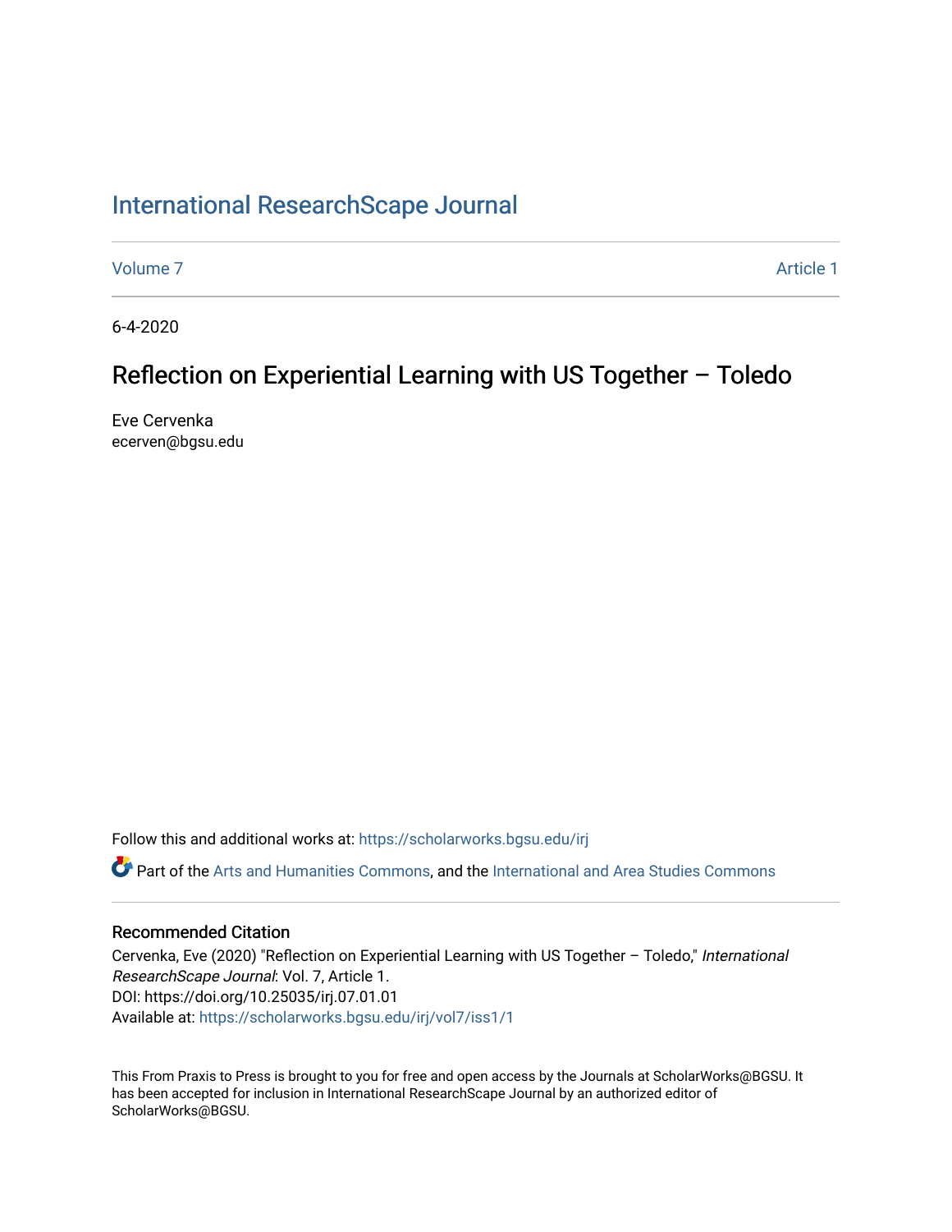# International ResearchScape Journal

Volume 7 Article 1

6-4-2020

## Reflection on Experiential Learning with US Together – Toledo

Eve Cervenka
ecerven@bgsu.edu

Follow this and additional works at: https://scholarworks.bgsu.edu/irj

Part of the Arts and Humanities Commons, and the International and Area Studies Commons

### Recommended Citation

Cervenka, Eve (2020) "Reflection on Experiential Learning with US Together – Toledo," *International ResearchScape Journal*: Vol. 7, Article 1.
DOI: https://doi.org/10.25035/irj.07.01.01
Available at: https://scholarworks.bgsu.edu/irj/vol7/iss1/1

This From Praxis to Press is brought to you for free and open access by the Journals at ScholarWorks@BGSU. It has been accepted for inclusion in International ResearchScape Journal by an authorized editor of ScholarWorks@BGSU.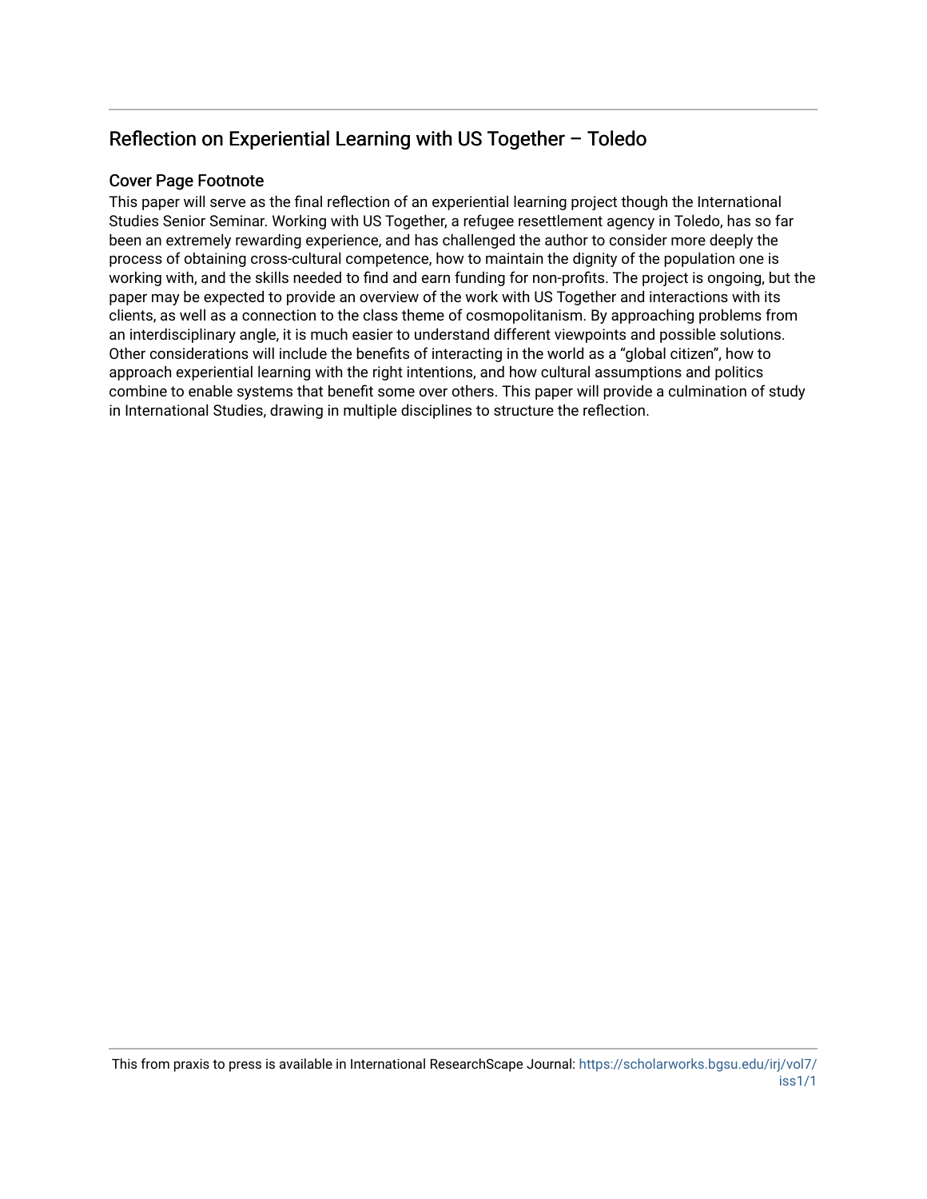## Reflection on Experiential Learning with US Together – Toledo

### Cover Page Footnote

This paper will serve as the final reflection of an experiential learning project though the International Studies Senior Seminar. Working with US Together, a refugee resettlement agency in Toledo, has so far been an extremely rewarding experience, and has challenged the author to consider more deeply the process of obtaining cross-cultural competence, how to maintain the dignity of the population one is working with, and the skills needed to find and earn funding for non-profits. The project is ongoing, but the paper may be expected to provide an overview of the work with US Together and interactions with its clients, as well as a connection to the class theme of cosmopolitanism. By approaching problems from an interdisciplinary angle, it is much easier to understand different viewpoints and possible solutions. Other considerations will include the benefits of interacting in the world as a "global citizen", how to approach experiential learning with the right intentions, and how cultural assumptions and politics combine to enable systems that benefit some over others. This paper will provide a culmination of study in International Studies, drawing in multiple disciplines to structure the reflection.

This from praxis to press is available in International ResearchScape Journal: https://scholarworks.bgsu.edu/irj/vol7/iss1/1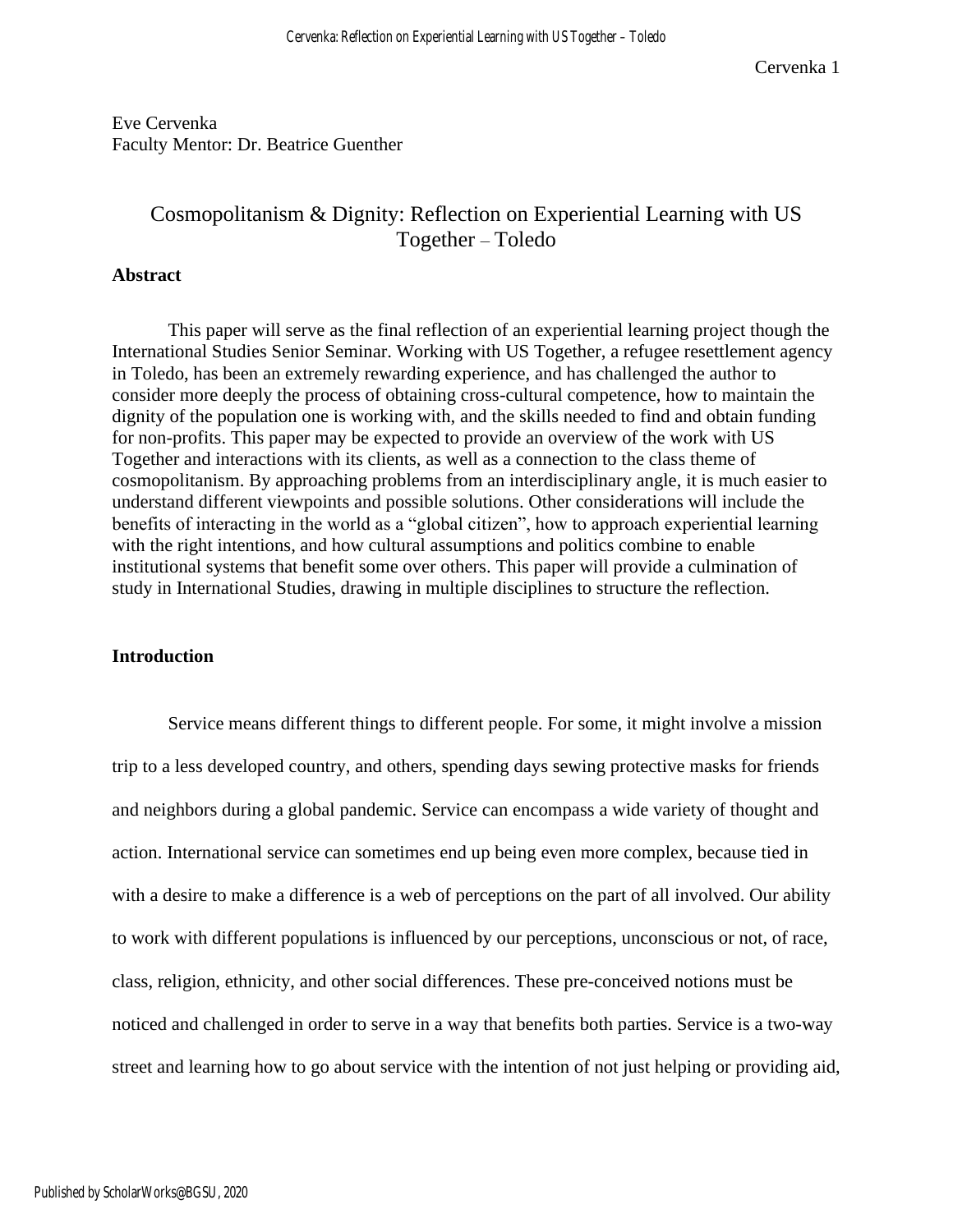Eve Cervenka
Faculty Mentor: Dr. Beatrice Guenther

# Cosmopolitanism & Dignity: Reflection on Experiential Learning with US Together – Toledo

## Abstract

This paper will serve as the final reflection of an experiential learning project though the International Studies Senior Seminar. Working with US Together, a refugee resettlement agency in Toledo, has been an extremely rewarding experience, and has challenged the author to consider more deeply the process of obtaining cross-cultural competence, how to maintain the dignity of the population one is working with, and the skills needed to find and obtain funding for non-profits. This paper may be expected to provide an overview of the work with US Together and interactions with its clients, as well as a connection to the class theme of cosmopolitanism. By approaching problems from an interdisciplinary angle, it is much easier to understand different viewpoints and possible solutions. Other considerations will include the benefits of interacting in the world as a "global citizen", how to approach experiential learning with the right intentions, and how cultural assumptions and politics combine to enable institutional systems that benefit some over others. This paper will provide a culmination of study in International Studies, drawing in multiple disciplines to structure the reflection.

## Introduction

Service means different things to different people. For some, it might involve a mission trip to a less developed country, and others, spending days sewing protective masks for friends and neighbors during a global pandemic. Service can encompass a wide variety of thought and action. International service can sometimes end up being even more complex, because tied in with a desire to make a difference is a web of perceptions on the part of all involved. Our ability to work with different populations is influenced by our perceptions, unconscious or not, of race, class, religion, ethnicity, and other social differences. These pre-conceived notions must be noticed and challenged in order to serve in a way that benefits both parties. Service is a two-way street and learning how to go about service with the intention of not just helping or providing aid,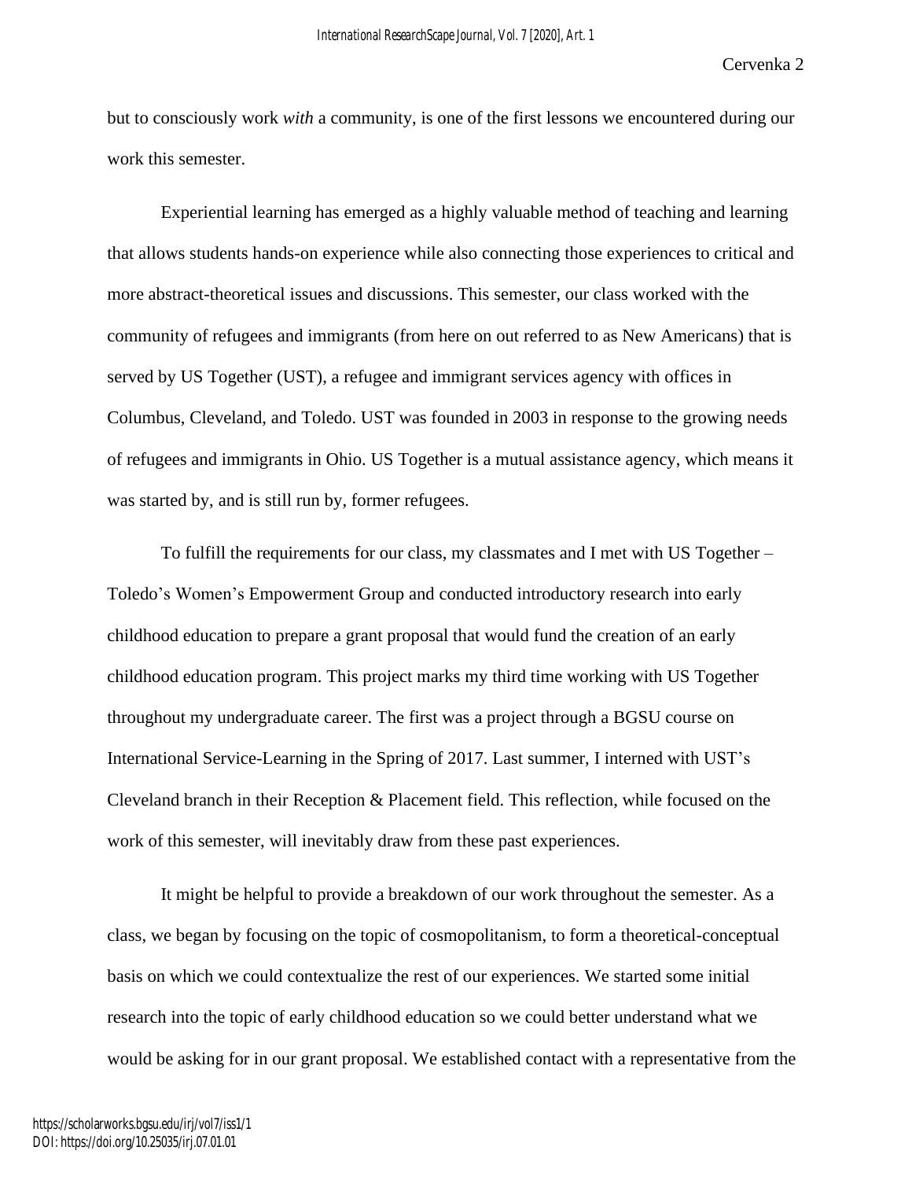but to consciously work *with* a community, is one of the first lessons we encountered during our work this semester.

Experiential learning has emerged as a highly valuable method of teaching and learning that allows students hands-on experience while also connecting those experiences to critical and more abstract-theoretical issues and discussions. This semester, our class worked with the community of refugees and immigrants (from here on out referred to as New Americans) that is served by US Together (UST), a refugee and immigrant services agency with offices in Columbus, Cleveland, and Toledo. UST was founded in 2003 in response to the growing needs of refugees and immigrants in Ohio. US Together is a mutual assistance agency, which means it was started by, and is still run by, former refugees.

To fulfill the requirements for our class, my classmates and I met with US Together – Toledo's Women's Empowerment Group and conducted introductory research into early childhood education to prepare a grant proposal that would fund the creation of an early childhood education program. This project marks my third time working with US Together throughout my undergraduate career. The first was a project through a BGSU course on International Service-Learning in the Spring of 2017. Last summer, I interned with UST's Cleveland branch in their Reception & Placement field. This reflection, while focused on the work of this semester, will inevitably draw from these past experiences.

It might be helpful to provide a breakdown of our work throughout the semester. As a class, we began by focusing on the topic of cosmopolitanism, to form a theoretical-conceptual basis on which we could contextualize the rest of our experiences. We started some initial research into the topic of early childhood education so we could better understand what we would be asking for in our grant proposal. We established contact with a representative from the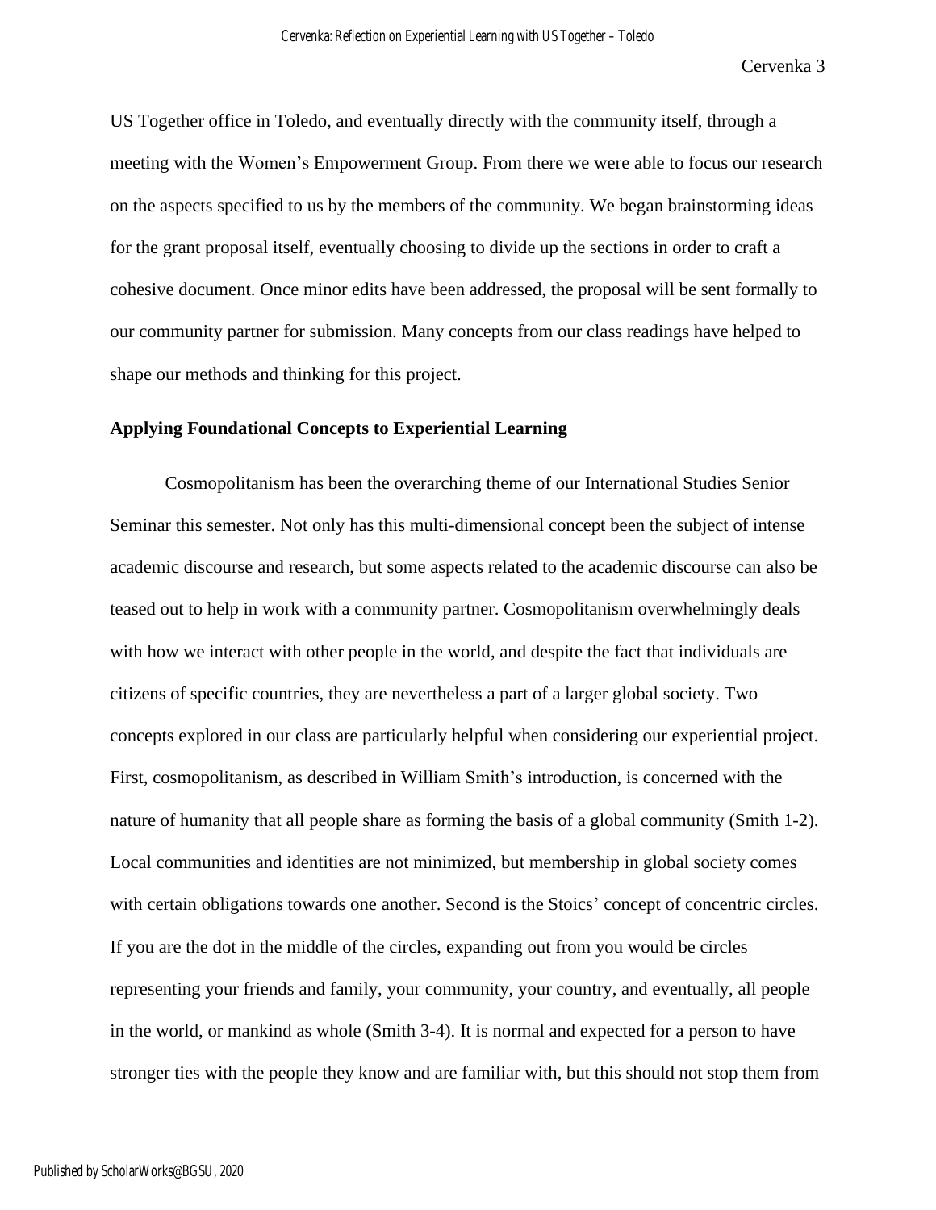US Together office in Toledo, and eventually directly with the community itself, through a meeting with the Women's Empowerment Group. From there we were able to focus our research on the aspects specified to us by the members of the community. We began brainstorming ideas for the grant proposal itself, eventually choosing to divide up the sections in order to craft a cohesive document. Once minor edits have been addressed, the proposal will be sent formally to our community partner for submission. Many concepts from our class readings have helped to shape our methods and thinking for this project.

**Applying Foundational Concepts to Experiential Learning**

Cosmopolitanism has been the overarching theme of our International Studies Senior Seminar this semester. Not only has this multi-dimensional concept been the subject of intense academic discourse and research, but some aspects related to the academic discourse can also be teased out to help in work with a community partner. Cosmopolitanism overwhelmingly deals with how we interact with other people in the world, and despite the fact that individuals are citizens of specific countries, they are nevertheless a part of a larger global society. Two concepts explored in our class are particularly helpful when considering our experiential project. First, cosmopolitanism, as described in William Smith's introduction, is concerned with the nature of humanity that all people share as forming the basis of a global community (Smith 1-2). Local communities and identities are not minimized, but membership in global society comes with certain obligations towards one another. Second is the Stoics' concept of concentric circles. If you are the dot in the middle of the circles, expanding out from you would be circles representing your friends and family, your community, your country, and eventually, all people in the world, or mankind as whole (Smith 3-4). It is normal and expected for a person to have stronger ties with the people they know and are familiar with, but this should not stop them from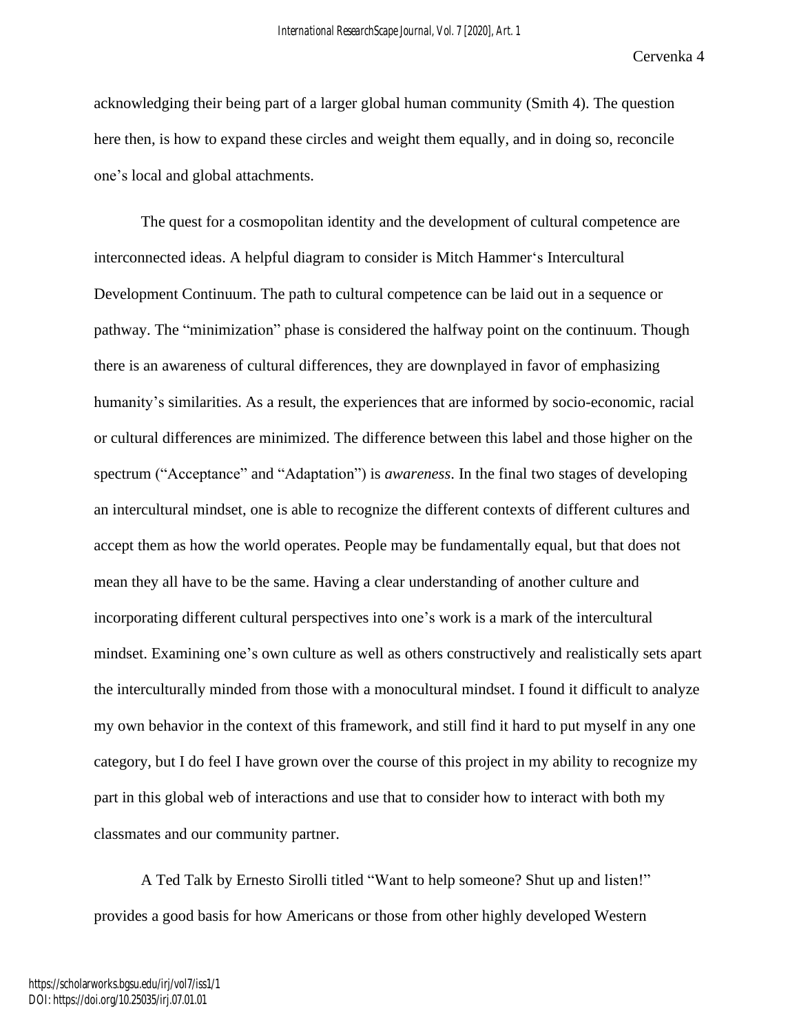acknowledging their being part of a larger global human community (Smith 4). The question here then, is how to expand these circles and weight them equally, and in doing so, reconcile one's local and global attachments.

The quest for a cosmopolitan identity and the development of cultural competence are interconnected ideas. A helpful diagram to consider is Mitch Hammer's Intercultural Development Continuum. The path to cultural competence can be laid out in a sequence or pathway. The "minimization" phase is considered the halfway point on the continuum. Though there is an awareness of cultural differences, they are downplayed in favor of emphasizing humanity's similarities. As a result, the experiences that are informed by socio-economic, racial or cultural differences are minimized. The difference between this label and those higher on the spectrum ("Acceptance" and "Adaptation") is *awareness*. In the final two stages of developing an intercultural mindset, one is able to recognize the different contexts of different cultures and accept them as how the world operates. People may be fundamentally equal, but that does not mean they all have to be the same. Having a clear understanding of another culture and incorporating different cultural perspectives into one's work is a mark of the intercultural mindset. Examining one's own culture as well as others constructively and realistically sets apart the interculturally minded from those with a monocultural mindset. I found it difficult to analyze my own behavior in the context of this framework, and still find it hard to put myself in any one category, but I do feel I have grown over the course of this project in my ability to recognize my part in this global web of interactions and use that to consider how to interact with both my classmates and our community partner.

A Ted Talk by Ernesto Sirolli titled "Want to help someone? Shut up and listen!" provides a good basis for how Americans or those from other highly developed Western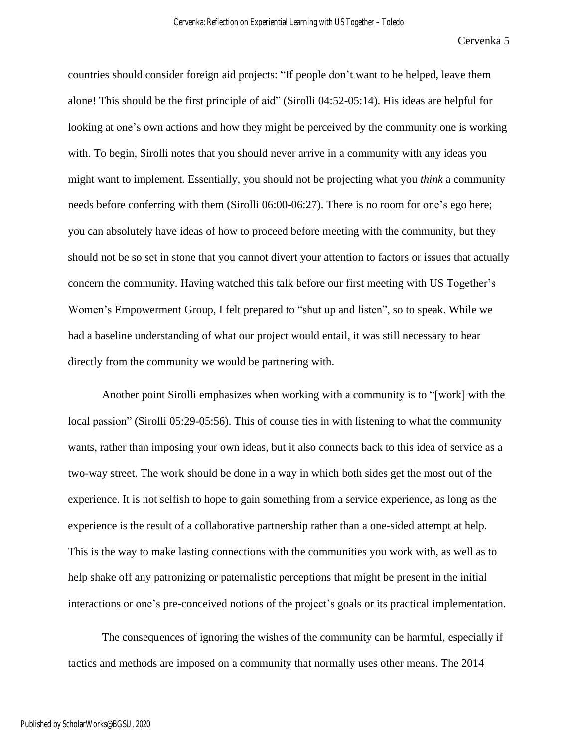countries should consider foreign aid projects: “If people don’t want to be helped, leave them alone! This should be the first principle of aid” (Sirolli 04:52-05:14). His ideas are helpful for looking at one’s own actions and how they might be perceived by the community one is working with. To begin, Sirolli notes that you should never arrive in a community with any ideas you might want to implement. Essentially, you should not be projecting what you *think* a community needs before conferring with them (Sirolli 06:00-06:27). There is no room for one’s ego here; you can absolutely have ideas of how to proceed before meeting with the community, but they should not be so set in stone that you cannot divert your attention to factors or issues that actually concern the community. Having watched this talk before our first meeting with US Together’s Women’s Empowerment Group, I felt prepared to “shut up and listen”, so to speak. While we had a baseline understanding of what our project would entail, it was still necessary to hear directly from the community we would be partnering with.

Another point Sirolli emphasizes when working with a community is to “[work] with the local passion” (Sirolli 05:29-05:56). This of course ties in with listening to what the community wants, rather than imposing your own ideas, but it also connects back to this idea of service as a two-way street. The work should be done in a way in which both sides get the most out of the experience. It is not selfish to hope to gain something from a service experience, as long as the experience is the result of a collaborative partnership rather than a one-sided attempt at help. This is the way to make lasting connections with the communities you work with, as well as to help shake off any patronizing or paternalistic perceptions that might be present in the initial interactions or one’s pre-conceived notions of the project’s goals or its practical implementation.

The consequences of ignoring the wishes of the community can be harmful, especially if tactics and methods are imposed on a community that normally uses other means. The 2014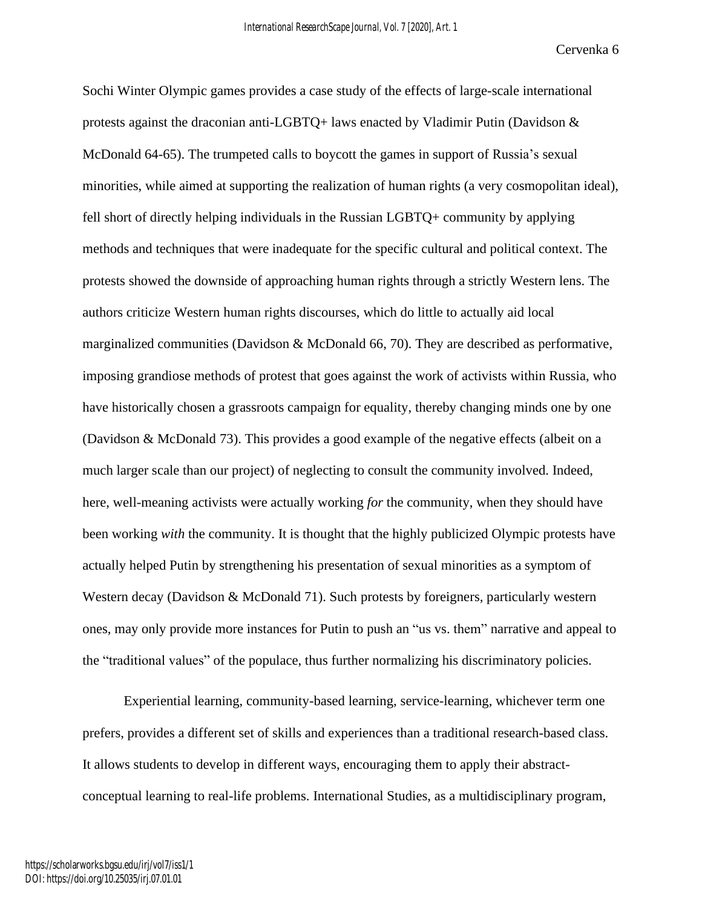Sochi Winter Olympic games provides a case study of the effects of large-scale international protests against the draconian anti-LGBTQ+ laws enacted by Vladimir Putin (Davidson & McDonald 64-65). The trumpeted calls to boycott the games in support of Russia's sexual minorities, while aimed at supporting the realization of human rights (a very cosmopolitan ideal), fell short of directly helping individuals in the Russian LGBTQ+ community by applying methods and techniques that were inadequate for the specific cultural and political context. The protests showed the downside of approaching human rights through a strictly Western lens. The authors criticize Western human rights discourses, which do little to actually aid local marginalized communities (Davidson & McDonald 66, 70). They are described as performative, imposing grandiose methods of protest that goes against the work of activists within Russia, who have historically chosen a grassroots campaign for equality, thereby changing minds one by one (Davidson & McDonald 73). This provides a good example of the negative effects (albeit on a much larger scale than our project) of neglecting to consult the community involved. Indeed, here, well-meaning activists were actually working *for* the community, when they should have been working *with* the community. It is thought that the highly publicized Olympic protests have actually helped Putin by strengthening his presentation of sexual minorities as a symptom of Western decay (Davidson & McDonald 71). Such protests by foreigners, particularly western ones, may only provide more instances for Putin to push an "us vs. them" narrative and appeal to the "traditional values" of the populace, thus further normalizing his discriminatory policies.

Experiential learning, community-based learning, service-learning, whichever term one prefers, provides a different set of skills and experiences than a traditional research-based class. It allows students to develop in different ways, encouraging them to apply their abstract-conceptual learning to real-life problems. International Studies, as a multidisciplinary program,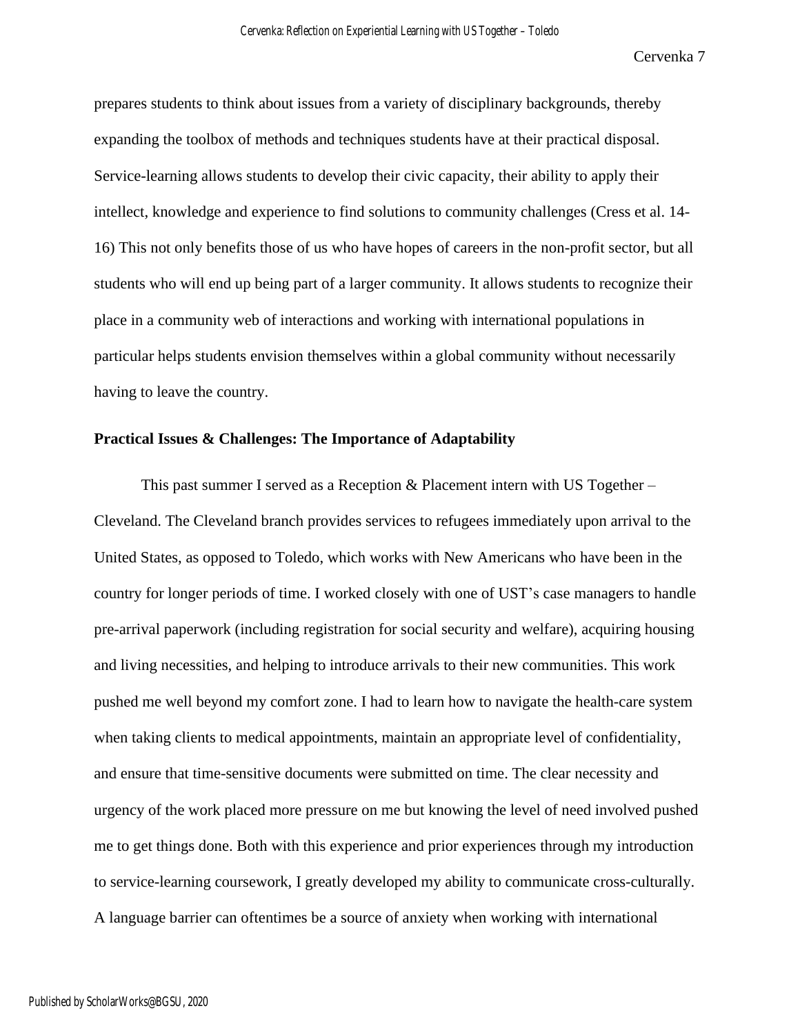prepares students to think about issues from a variety of disciplinary backgrounds, thereby expanding the toolbox of methods and techniques students have at their practical disposal. Service-learning allows students to develop their civic capacity, their ability to apply their intellect, knowledge and experience to find solutions to community challenges (Cress et al. 14-16) This not only benefits those of us who have hopes of careers in the non-profit sector, but all students who will end up being part of a larger community. It allows students to recognize their place in a community web of interactions and working with international populations in particular helps students envision themselves within a global community without necessarily having to leave the country.

**Practical Issues & Challenges: The Importance of Adaptability**

This past summer I served as a Reception & Placement intern with US Together – Cleveland. The Cleveland branch provides services to refugees immediately upon arrival to the United States, as opposed to Toledo, which works with New Americans who have been in the country for longer periods of time. I worked closely with one of UST's case managers to handle pre-arrival paperwork (including registration for social security and welfare), acquiring housing and living necessities, and helping to introduce arrivals to their new communities. This work pushed me well beyond my comfort zone. I had to learn how to navigate the health-care system when taking clients to medical appointments, maintain an appropriate level of confidentiality, and ensure that time-sensitive documents were submitted on time. The clear necessity and urgency of the work placed more pressure on me but knowing the level of need involved pushed me to get things done. Both with this experience and prior experiences through my introduction to service-learning coursework, I greatly developed my ability to communicate cross-culturally. A language barrier can oftentimes be a source of anxiety when working with international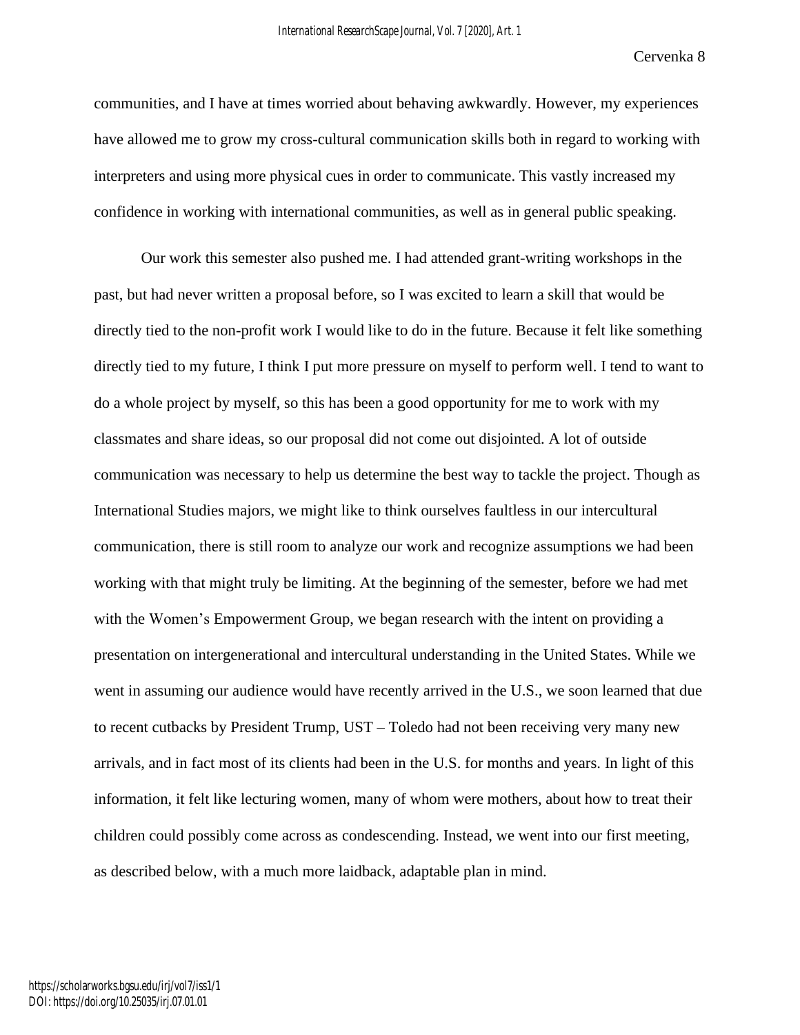communities, and I have at times worried about behaving awkwardly. However, my experiences have allowed me to grow my cross-cultural communication skills both in regard to working with interpreters and using more physical cues in order to communicate. This vastly increased my confidence in working with international communities, as well as in general public speaking.

Our work this semester also pushed me. I had attended grant-writing workshops in the past, but had never written a proposal before, so I was excited to learn a skill that would be directly tied to the non-profit work I would like to do in the future. Because it felt like something directly tied to my future, I think I put more pressure on myself to perform well. I tend to want to do a whole project by myself, so this has been a good opportunity for me to work with my classmates and share ideas, so our proposal did not come out disjointed. A lot of outside communication was necessary to help us determine the best way to tackle the project. Though as International Studies majors, we might like to think ourselves faultless in our intercultural communication, there is still room to analyze our work and recognize assumptions we had been working with that might truly be limiting. At the beginning of the semester, before we had met with the Women's Empowerment Group, we began research with the intent on providing a presentation on intergenerational and intercultural understanding in the United States. While we went in assuming our audience would have recently arrived in the U.S., we soon learned that due to recent cutbacks by President Trump, UST – Toledo had not been receiving very many new arrivals, and in fact most of its clients had been in the U.S. for months and years. In light of this information, it felt like lecturing women, many of whom were mothers, about how to treat their children could possibly come across as condescending. Instead, we went into our first meeting, as described below, with a much more laidback, adaptable plan in mind.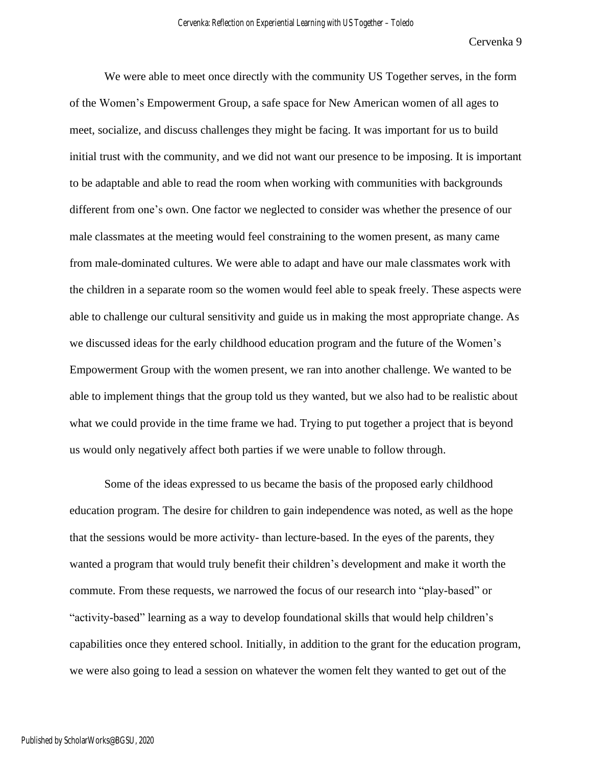We were able to meet once directly with the community US Together serves, in the form of the Women's Empowerment Group, a safe space for New American women of all ages to meet, socialize, and discuss challenges they might be facing. It was important for us to build initial trust with the community, and we did not want our presence to be imposing. It is important to be adaptable and able to read the room when working with communities with backgrounds different from one's own. One factor we neglected to consider was whether the presence of our male classmates at the meeting would feel constraining to the women present, as many came from male-dominated cultures. We were able to adapt and have our male classmates work with the children in a separate room so the women would feel able to speak freely. These aspects were able to challenge our cultural sensitivity and guide us in making the most appropriate change. As we discussed ideas for the early childhood education program and the future of the Women's Empowerment Group with the women present, we ran into another challenge. We wanted to be able to implement things that the group told us they wanted, but we also had to be realistic about what we could provide in the time frame we had. Trying to put together a project that is beyond us would only negatively affect both parties if we were unable to follow through.

Some of the ideas expressed to us became the basis of the proposed early childhood education program. The desire for children to gain independence was noted, as well as the hope that the sessions would be more activity- than lecture-based. In the eyes of the parents, they wanted a program that would truly benefit their children's development and make it worth the commute. From these requests, we narrowed the focus of our research into "play-based" or "activity-based" learning as a way to develop foundational skills that would help children's capabilities once they entered school. Initially, in addition to the grant for the education program, we were also going to lead a session on whatever the women felt they wanted to get out of the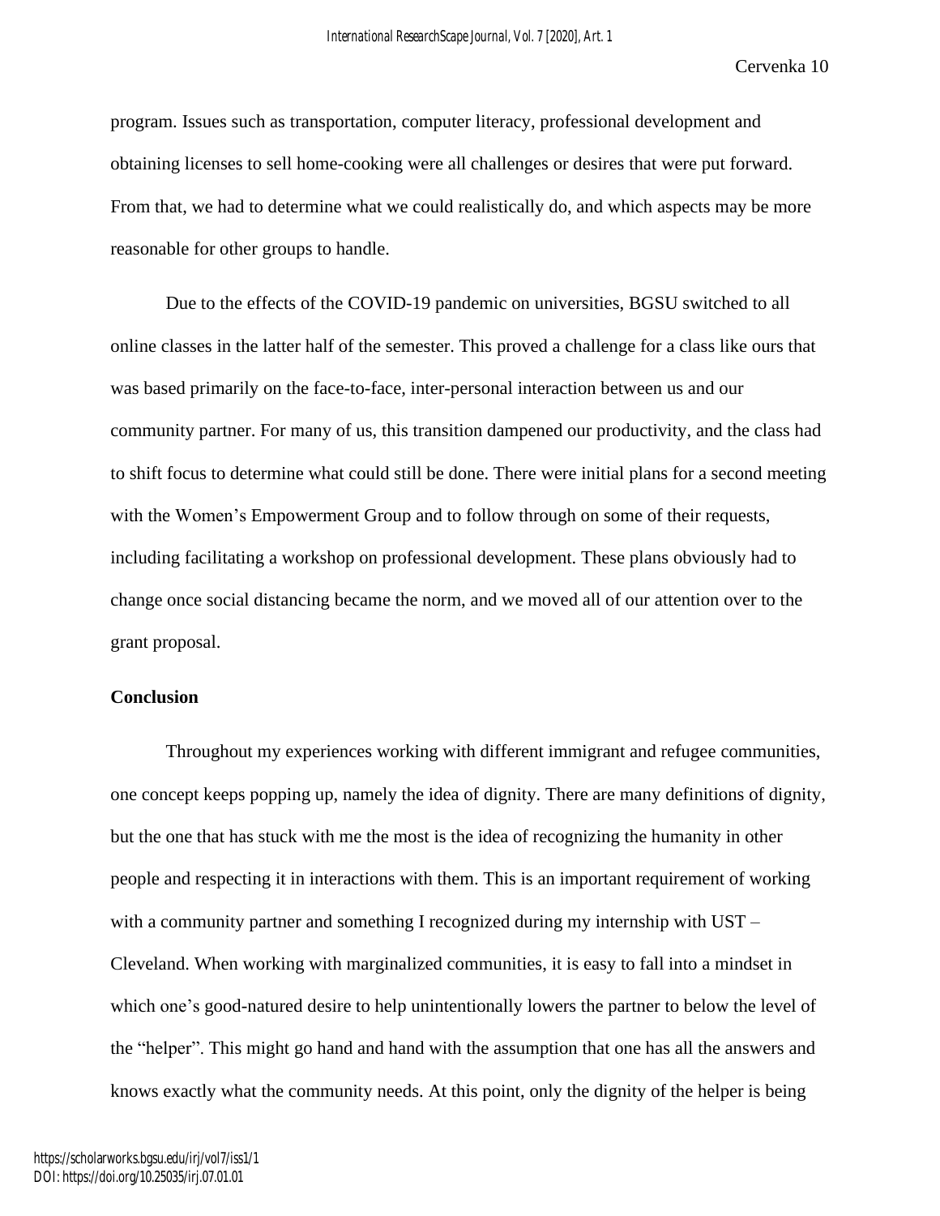program. Issues such as transportation, computer literacy, professional development and obtaining licenses to sell home-cooking were all challenges or desires that were put forward. From that, we had to determine what we could realistically do, and which aspects may be more reasonable for other groups to handle.

Due to the effects of the COVID-19 pandemic on universities, BGSU switched to all online classes in the latter half of the semester. This proved a challenge for a class like ours that was based primarily on the face-to-face, inter-personal interaction between us and our community partner. For many of us, this transition dampened our productivity, and the class had to shift focus to determine what could still be done. There were initial plans for a second meeting with the Women's Empowerment Group and to follow through on some of their requests, including facilitating a workshop on professional development. These plans obviously had to change once social distancing became the norm, and we moved all of our attention over to the grant proposal.

**Conclusion**

Throughout my experiences working with different immigrant and refugee communities, one concept keeps popping up, namely the idea of dignity. There are many definitions of dignity, but the one that has stuck with me the most is the idea of recognizing the humanity in other people and respecting it in interactions with them. This is an important requirement of working with a community partner and something I recognized during my internship with UST – Cleveland. When working with marginalized communities, it is easy to fall into a mindset in which one's good-natured desire to help unintentionally lowers the partner to below the level of the "helper". This might go hand and hand with the assumption that one has all the answers and knows exactly what the community needs. At this point, only the dignity of the helper is being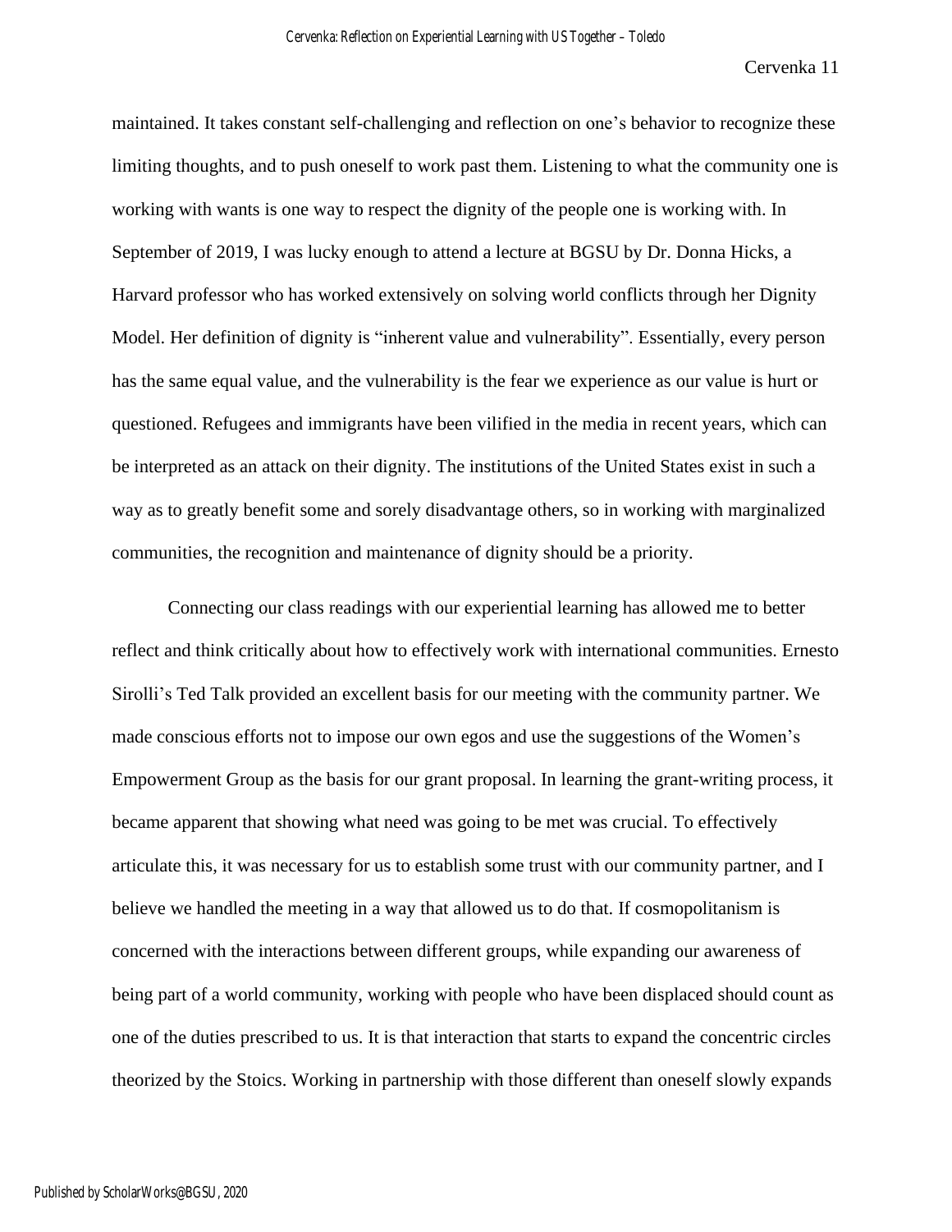maintained. It takes constant self-challenging and reflection on one's behavior to recognize these limiting thoughts, and to push oneself to work past them. Listening to what the community one is working with wants is one way to respect the dignity of the people one is working with. In September of 2019, I was lucky enough to attend a lecture at BGSU by Dr. Donna Hicks, a Harvard professor who has worked extensively on solving world conflicts through her Dignity Model. Her definition of dignity is "inherent value and vulnerability". Essentially, every person has the same equal value, and the vulnerability is the fear we experience as our value is hurt or questioned. Refugees and immigrants have been vilified in the media in recent years, which can be interpreted as an attack on their dignity. The institutions of the United States exist in such a way as to greatly benefit some and sorely disadvantage others, so in working with marginalized communities, the recognition and maintenance of dignity should be a priority.

Connecting our class readings with our experiential learning has allowed me to better reflect and think critically about how to effectively work with international communities. Ernesto Sirolli's Ted Talk provided an excellent basis for our meeting with the community partner. We made conscious efforts not to impose our own egos and use the suggestions of the Women's Empowerment Group as the basis for our grant proposal. In learning the grant-writing process, it became apparent that showing what need was going to be met was crucial. To effectively articulate this, it was necessary for us to establish some trust with our community partner, and I believe we handled the meeting in a way that allowed us to do that. If cosmopolitanism is concerned with the interactions between different groups, while expanding our awareness of being part of a world community, working with people who have been displaced should count as one of the duties prescribed to us. It is that interaction that starts to expand the concentric circles theorized by the Stoics. Working in partnership with those different than oneself slowly expands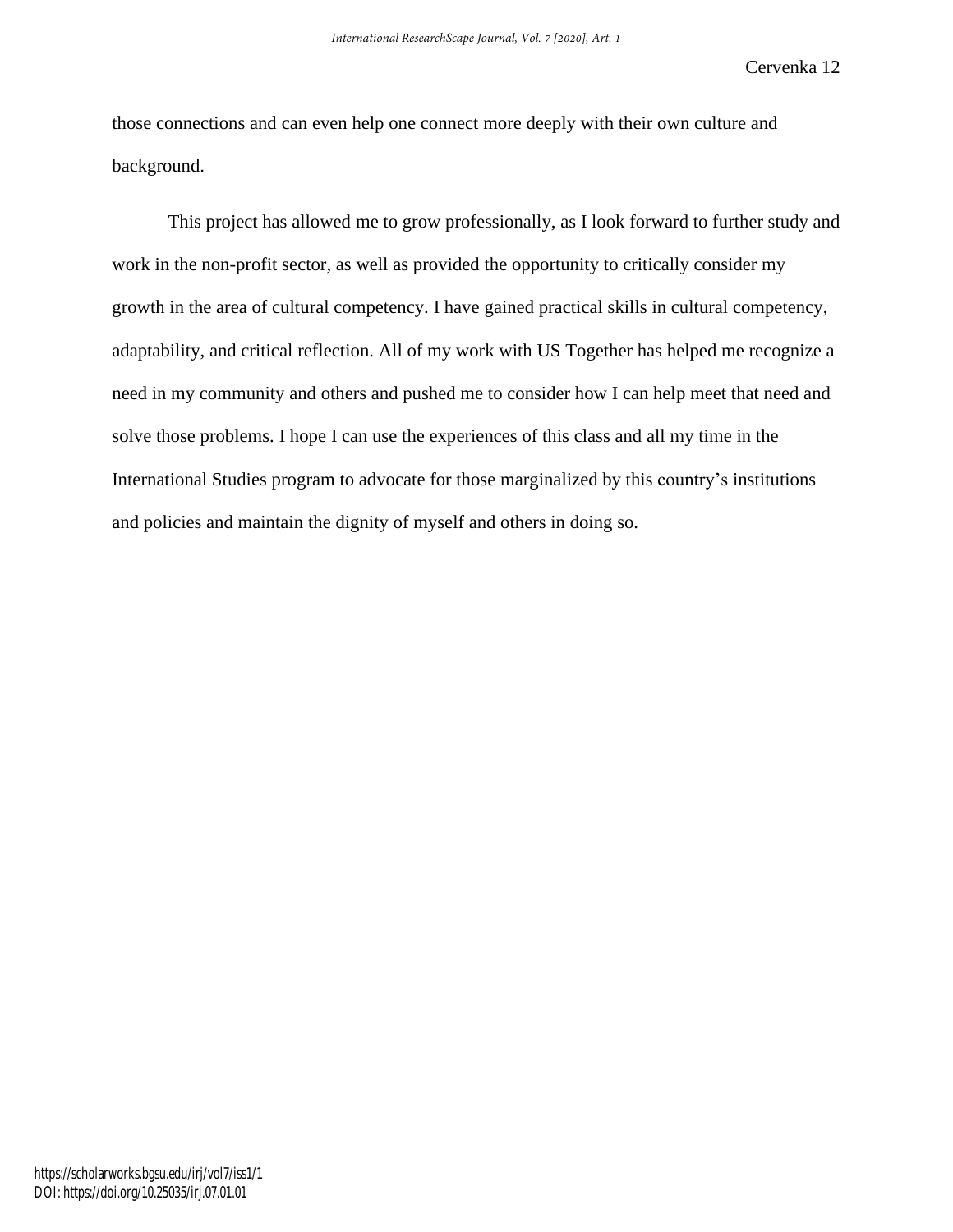those connections and can even help one connect more deeply with their own culture and background.

This project has allowed me to grow professionally, as I look forward to further study and work in the non-profit sector, as well as provided the opportunity to critically consider my growth in the area of cultural competency. I have gained practical skills in cultural competency, adaptability, and critical reflection. All of my work with US Together has helped me recognize a need in my community and others and pushed me to consider how I can help meet that need and solve those problems. I hope I can use the experiences of this class and all my time in the International Studies program to advocate for those marginalized by this country's institutions and policies and maintain the dignity of myself and others in doing so.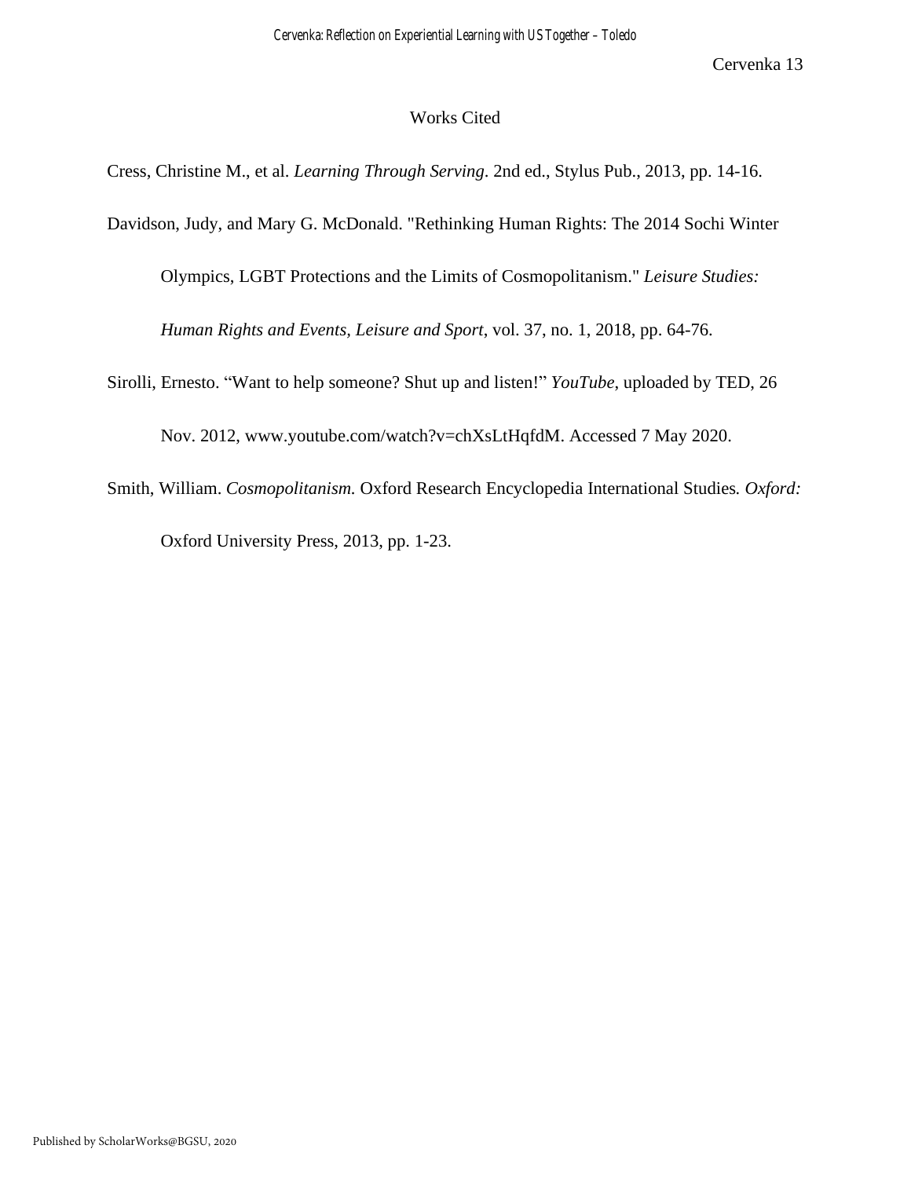# Works Cited

Cress, Christine M., et al. *Learning Through Serving*. 2nd ed., Stylus Pub., 2013, pp. 14-16.

Davidson, Judy, and Mary G. McDonald. "Rethinking Human Rights: The 2014 Sochi Winter Olympics, LGBT Protections and the Limits of Cosmopolitanism." *Leisure Studies: Human Rights and Events, Leisure and Sport*, vol. 37, no. 1, 2018, pp. 64-76.

Sirolli, Ernesto. "Want to help someone? Shut up and listen!" *YouTube*, uploaded by TED, 26 Nov. 2012, www.youtube.com/watch?v=chXsLtHqfdM. Accessed 7 May 2020.

Smith, William. *Cosmopolitanism.* Oxford Research Encyclopedia International Studies*. Oxford:* Oxford University Press, 2013, pp. 1-23.